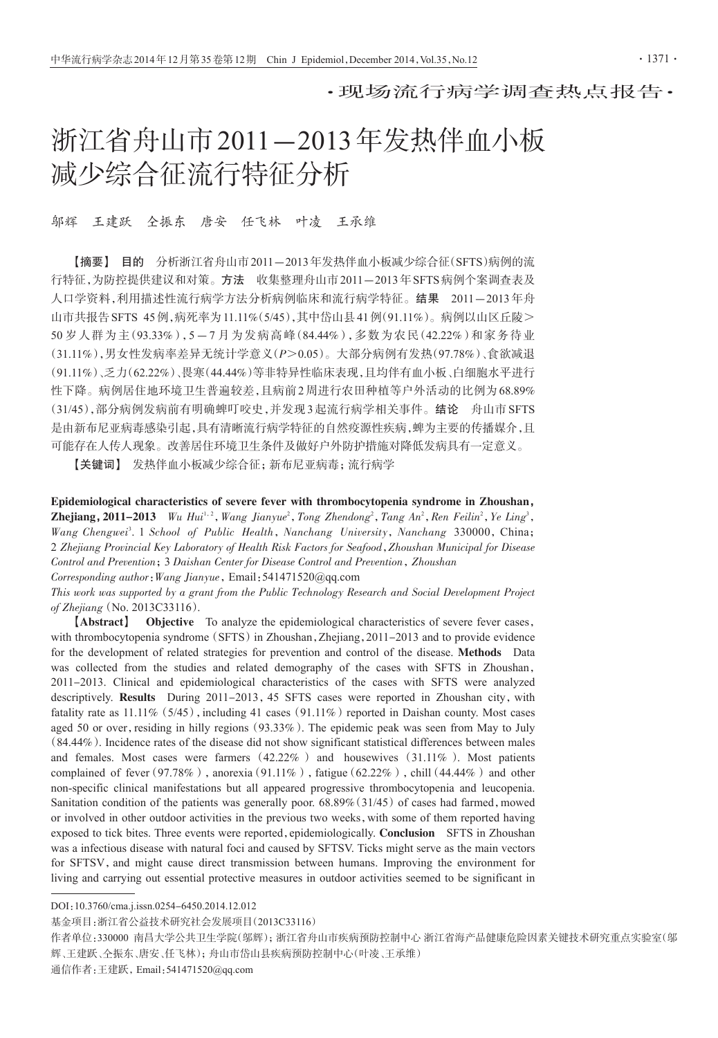·现场流行病学调查热点报告·

# 浙江省舟山市2011—2013年发热伴血小板减少综合征流行特征分析

邬辉　王建跃　仝振东　唐安　任飞林　叶凌　王承维

【摘要】 **目的**　分析浙江省舟山市2011—2013年发热伴血小板减少综合征(SFTS)病例的流行特征,为防控提供建议和对策。**方法**　收集整理舟山市2011—2013年SFTS病例个案调查表及人口学资料,利用描述性流行病学方法分析病例临床和流行病学特征。**结果**　2011—2013年舟山市共报告SFTS 45例,病死率为11.11%(5/45),其中岱山县41例(91.11%)。病例以山区丘陵>50岁人群为主(93.33%),5—7月为发病高峰(84.44%),多数为农民(42.22%)和家务待业(31.11%),男女性发病率差异无统计学意义($P>0.05$)。大部分病例有发热(97.78%)、食欲减退(91.11%)、乏力(62.22%)、畏寒(44.44%)等非特异性临床表现,且均伴有血小板、白细胞水平进行性下降。病例居住地环境卫生普遍较差,且病前2周进行农田种植等户外活动的比例为68.89%(31/45),部分病例发病前有明确蜱叮咬史,并发现3起流行病学相关事件。**结论**　舟山市SFTS是由新布尼亚病毒感染引起,具有清晰流行病学特征的自然疫源性疾病,蜱为主要的传播媒介,且可能存在人传人现象。改善居住环境卫生条件及做好户外防护措施对降低发病具有一定意义。

【关键词】 发热伴血小板减少综合征;新布尼亚病毒;流行病学

**Epidemiological characteristics of severe fever with thrombocytopenia syndrome in Zhoushan, Zhejiang, 2011–2013**　*Wu Hui*[1,2], *Wang Jianyue*[2], *Tong Zhendong*[2], *Tang An*[2], *Ren Feilin*[2], *Ye Ling*[3], *Wang Chengwei*[3]. 1 *School of Public Health, Nanchang University, Nanchang* 330000, China; 2 *Zhejiang Provincial Key Laboratory of Health Risk Factors for Seafood, Zhoushan Municipal for Disease Control and Prevention*; 3 *Daishan Center for Disease Control and Prevention, Zhoushan*

*Corresponding author*: *Wang Jianyue*, Email: 541471520@qq.com

*This work was supported by a grant from the Public Technology Research and Social Development Project of Zhejiang* (No. 2013C33116).

【Abstract】 **Objective**　To analyze the epidemiological characteristics of severe fever cases, with thrombocytopenia syndrome (SFTS) in Zhoushan, Zhejiang, 2011–2013 and to provide evidence for the development of related strategies for prevention and control of the disease. **Methods**　Data was collected from the studies and related demography of the cases with SFTS in Zhoushan, 2011–2013. Clinical and epidemiological characteristics of the cases with SFTS were analyzed descriptively. **Results**　During 2011–2013, 45 SFTS cases were reported in Zhoushan city, with fatality rate as 11.11% (5/45), including 41 cases (91.11%) reported in Daishan county. Most cases aged 50 or over, residing in hilly regions (93.33%). The epidemic peak was seen from May to July (84.44%). Incidence rates of the disease did not show significant statistical differences between males and females. Most cases were farmers (42.22%) and housewives (31.11%). Most patients complained of fever (97.78%), anorexia (91.11%), fatigue (62.22%), chill (44.44%) and other non-specific clinical manifestations but all appeared progressive thrombocytopenia and leucopenia. Sanitation condition of the patients was generally poor. 68.89% (31/45) of cases had farmed, mowed or involved in other outdoor activities in the previous two weeks, with some of them reported having exposed to tick bites. Three events were reported, epidemiologically. **Conclusion**　SFTS in Zhoushan was a infectious disease with natural foci and caused by SFTSV. Ticks might serve as the main vectors for SFTSV, and might cause direct transmission between humans. Improving the environment for living and carrying out essential protective measures in outdoor activities seemed to be significant in

---

DOI: 10.3760/cma.j.issn.0254-6450.2014.12.012

基金项目:浙江省公益技术研究社会发展项目(2013C33116)

作者单位:330000 南昌大学公共卫生学院(邬辉);浙江省舟山市疾病预防控制中心 浙江省海产品健康危险因素关键技术研究重点实验室(邬辉、王建跃、仝振东、唐安、任飞林);舟山市岱山县疾病预防控制中心(叶凌、王承维)

通信作者:王建跃, Email: 541471520@qq.com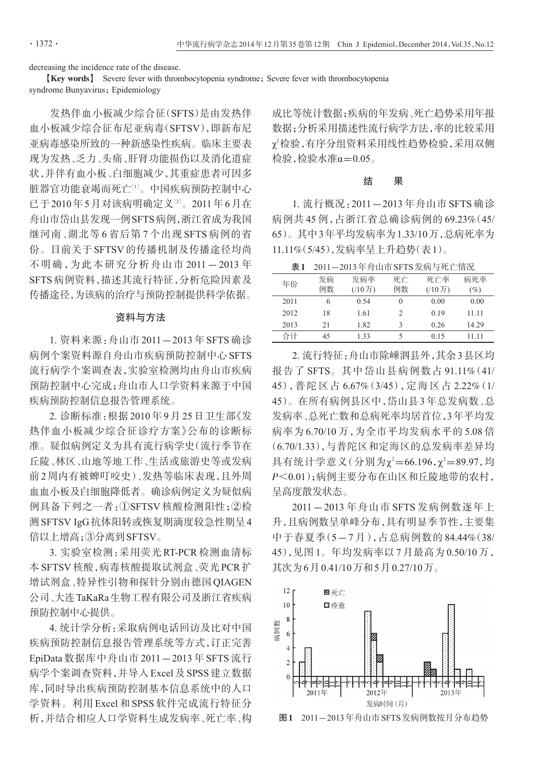decreasing the incidence rate of the disease.

【Key words】 Severe fever with thrombocytopenia syndrome; Severe fever with thrombocytopenia syndrome Bunyavirus; Epidemiology

发热伴血小板减少综合征(SFTS)是由发热伴血小板减少综合征布尼亚病毒(SFTSV),即新布尼亚病毒感染所致的一种新感染性疾病。临床主要表现为发热、乏力、头痛、肝肾功能损伤以及消化道症状,并伴有血小板、白细胞减少,其重症患者可因多脏器官功能衰竭而死亡[1]。中国疾病预防控制中心已于2010年5月对该病明确定义[2]。2011年6月在舟山市岱山县发现一例SFTS病例,浙江省成为我国继河南、湖北等6省后第7个出现SFTS病例的省份。目前关于SFTSV的传播机制及传播途径均尚不明确,为此本研究分析舟山市2011－2013年SFTS病例资料,描述其流行特征,分析危险因素及传播途径,为该病的治疗与预防控制提供科学依据。

## 资料与方法

1. 资料来源:舟山市2011－2013年SFTS确诊病例个案资料源自舟山市疾病预防控制中心SFTS流行病学个案调查表,实验室检测均由舟山市疾病预防控制中心完成;舟山市人口学资料来源于中国疾病预防控制信息报告管理系统。

2. 诊断标准:根据2010年9月25日卫生部《发热伴血小板减少综合征诊疗方案》公布的诊断标准。疑似病例定义为具有流行病学史(流行季节在丘陵、林区、山地等地工作、生活或旅游史等或发病前2周内有被蜱叮咬史)、发热等临床表现,且外周血血小板及白细胞降低者。确诊病例定义为疑似病例具备下列之一者:①SFTSV核酸检测阳性;②检测SFTSV IgG抗体阳转或恢复期滴度较急性期呈4倍以上增高;③分离到SFTSV。

3. 实验室检测:采用荧光RT-PCR检测血清标本SFTSV核酸,病毒核酸提取试剂盒、荧光PCR扩增试剂盒、特异性引物和探针分别由德国QIAGEN公司、大连TaKaRa生物工程有限公司及浙江省疾病预防控制中心提供。

4. 统计学分析:采取病例电话回访及比对中国疾病预防控制信息报告管理系统等方式,订正完善EpiData数据库中舟山市2011－2013年SFTS流行病学个案调查资料,并导入Excel及SPSS建立数据库,同时导出疾病预防控制基本信息系统中的人口学资料。利用Excel和SPSS软件完成流行特征分析,并结合相应人口学资料生成发病率、死亡率、构成比等统计数据;疾病的年发病、死亡趋势采用年报数据;分析采用描述性流行病学方法,率的比较采用$\chi^2$检验,有序分组资料采用线性趋势检验,采用双侧检验,检验水准$\alpha=0.05$。

## 结　果

1. 流行概况:2011－2013年舟山市SFTS确诊病例共45例,占浙江省总确诊病例的69.23%(45/65)。其中3年平均发病率为1.33/10万,总病死率为11.11%(5/45),发病率呈上升趋势(表1)。

**表1** 2011－2013年舟山市SFTS发病与死亡情况

| 年份 | 发病例数 | 发病率(/10万) | 死亡例数 | 死亡率(/10万) | 病死率(%) |
|---|---|---|---|---|---|
| 2011 | 6 | 0.54 | 0 | 0.00 | 0.00 |
| 2012 | 18 | 1.61 | 2 | 0.19 | 11.11 |
| 2013 | 21 | 1.82 | 3 | 0.26 | 14.29 |
| 合计 | 45 | 1.33 | 5 | 0.15 | 11.11 |

2. 流行特征:舟山市除嵊泗县外,其余3县区均报告了SFTS。其中岱山县病例数占91.11%(41/45),普陀区占6.67%(3/45),定海区占2.22%(1/45)。在所有病例县区中,岱山县3年总发病数、总发病率、总死亡数和总病死率均居首位,3年平均发病率为6.70/10万,为全市平均发病水平的5.08倍(6.70/1.33),与普陀区和定海区的总发病率差异均具有统计学意义(分别为$\chi^2=66.196$,$\chi^2=89.97$,均$P<0.01$);病例主要分布在山区和丘陵地带的农村,呈高度散发状态。

2011－2013年舟山市SFTS发病例数逐年上升,且病例数呈单峰分布,具有明显季节性,主要集中于春夏季(5－7月),占总病例数的84.44%(38/45),见图1。年均发病率以7月最高为0.50/10万,其次为6月0.41/10万和5月0.27/10万。

**图1** 2011－2013年舟山市SFTS发病例数按月分布趋势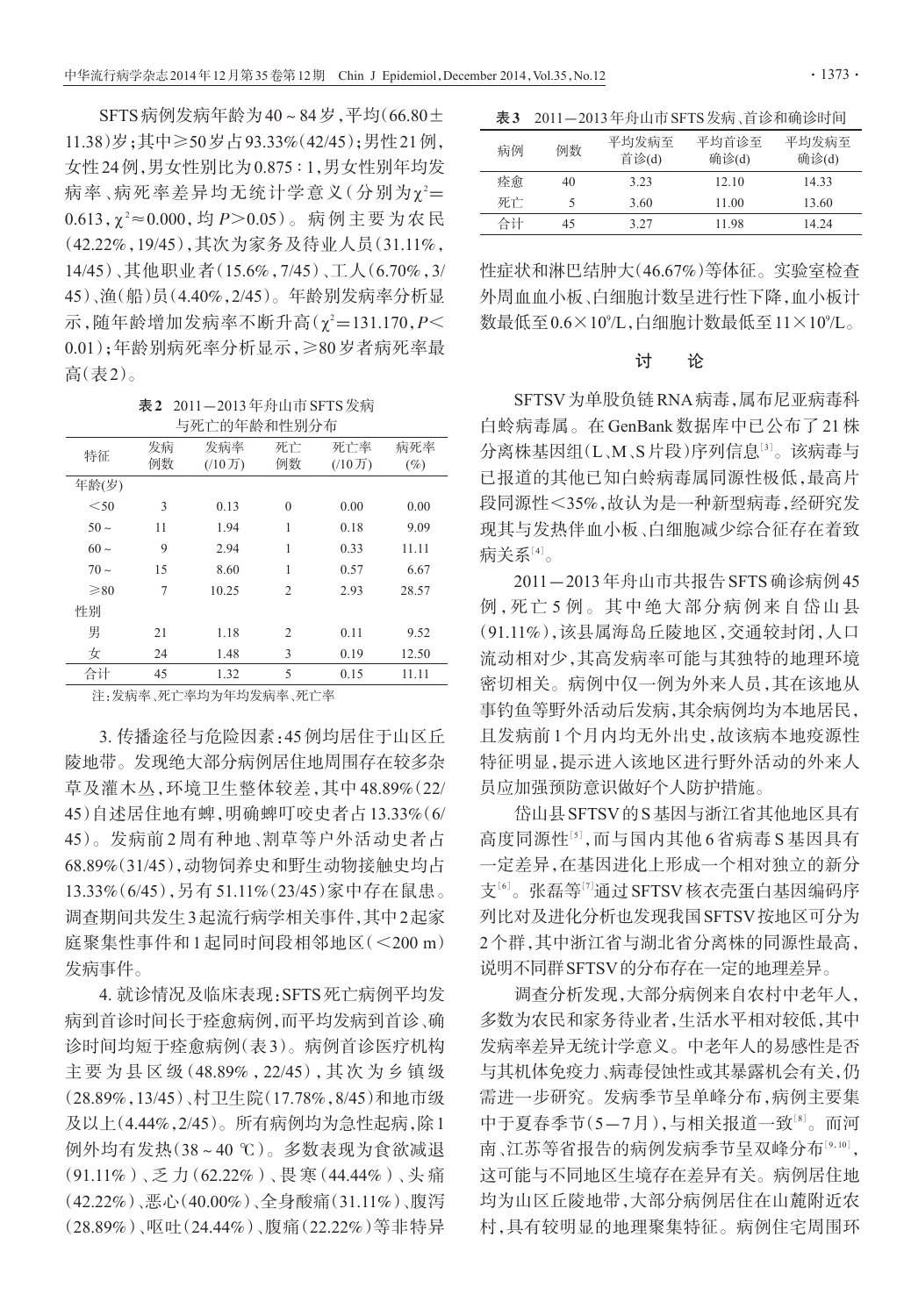SFTS病例发病年龄为40～84岁，平均(66.80±11.38)岁；其中≥50岁占93.33%(42/45)；男性21例，女性24例，男女性别比为0.875∶1，男女性别年均发病率、病死率差异均无统计学意义（分别为$\chi^2$=0.613，$\chi^2$≈0.000，均$P$>0.05）。病例主要为农民(42.22%，19/45)，其次为家务及待业人员(31.11%，14/45)、其他职业者(15.6%，7/45)、工人(6.70%，3/45)、渔(船)员(4.40%，2/45)。年龄别发病率分析显示，随年龄增加发病率不断升高($\chi^2$=131.170，$P$<0.01)；年龄别病死率分析显示，≥80岁者病死率最高（表2）。

**表2** 2011－2013年舟山市SFTS发病与死亡的年龄和性别分布

| 特征 | 发病例数 | 发病率(/10万) | 死亡例数 | 死亡率(/10万) | 病死率(%) |
|---|---|---|---|---|---|
| 年龄(岁) | | | | | |
| <50 | 3 | 0.13 | 0 | 0.00 | 0.00 |
| 50～ | 11 | 1.94 | 1 | 0.18 | 9.09 |
| 60～ | 9 | 2.94 | 1 | 0.33 | 11.11 |
| 70～ | 15 | 8.60 | 1 | 0.57 | 6.67 |
| ≥80 | 7 | 10.25 | 2 | 2.93 | 28.57 |
| 性别 | | | | | |
| 男 | 21 | 1.18 | 2 | 0.11 | 9.52 |
| 女 | 24 | 1.48 | 3 | 0.19 | 12.50 |
| 合计 | 45 | 1.32 | 5 | 0.15 | 11.11 |

注：发病率、死亡率均为年均发病率、死亡率

3. 传播途径与危险因素：45例均居住于山区丘陵地带。发现绝大部分病例居住地周围存在较多杂草及灌木丛，环境卫生整体较差，其中48.89%(22/45)自述居住地有蜱，明确蜱叮咬史者占13.33%(6/45)。发病前2周有种地、割草等户外活动史者占68.89%(31/45)，动物饲养史和野生动物接触史均占13.33%(6/45)，另有51.11%(23/45)家中存在鼠患。调查期间共发生3起流行病学相关事件，其中2起家庭聚集性事件和1起同时间段相邻地区(<200 m)发病事件。

4. 就诊情况及临床表现：SFTS死亡病例平均发病到首诊时间长于痊愈病例，而平均发病到首诊、确诊时间均短于痊愈病例（表3）。病例首诊医疗机构主要为县区级(48.89%，22/45)，其次为乡镇级(28.89%，13/45)、村卫生院(17.78%，8/45)和地市级及以上(4.44%，2/45)。所有病例均为急性起病，除1例外均有发热(38～40 ℃)。多数表现为食欲减退(91.11%)、乏力(62.22%)、畏寒(44.44%)、头痛(42.22%)、恶心(40.00%)、全身酸痛(31.11%)、腹泻(28.89%)、呕吐(24.44%)、腹痛(22.22%)等非特异性症状和淋巴结肿大(46.67%)等体征。实验室检查外周血血小板、白细胞计数呈进行性下降，血小板计数最低至0.6×10⁹/L，白细胞计数最低至11×10⁹/L。

**表3** 2011－2013年舟山市SFTS发病、首诊和确诊时间

| 病例 | 例数 | 平均发病至首诊(d) | 平均首诊至确诊(d) | 平均发病至确诊(d) |
|---|---|---|---|---|
| 痊愈 | 40 | 3.23 | 12.10 | 14.33 |
| 死亡 | 5 | 3.60 | 11.00 | 13.60 |
| 合计 | 45 | 3.27 | 11.98 | 14.24 |

## 讨　论

SFTSV为单股负链RNA病毒，属布尼亚病毒科白蛉病毒属。在GenBank数据库中已公布了21株分离株基因组(L、M、S片段)序列信息[3]。该病毒与已报道的其他已知白蛉病毒属同源性极低，最高片段同源性<35%，故认为是一种新型病毒，经研究发现其与发热伴血小板、白细胞减少综合征存在着致病关系[4]。

2011－2013年舟山市共报告SFTS确诊病例45例，死亡5例。其中绝大部分病例来自岱山县(91.11%)，该县属海岛丘陵地区，交通较封闭，人口流动相对少，其高发病率可能与其独特的地理环境密切相关。病例中仅一例为外来人员，其在该地从事钓鱼等野外活动后发病，其余病例均为本地居民，且发病前1个月内均无外出史，故该病本地疫源性特征明显，提示进入该地区进行野外活动的外来人员应加强预防意识做好个人防护措施。

岱山县SFTSV的S基因与浙江省其他地区具有高度同源性[5]，而与国内其他6省病毒S基因具有一定差异，在基因进化上形成一个相对独立的新分支[6]。张磊等[7]通过SFTSV核衣壳蛋白基因编码序列比对及进化分析也发现我国SFTSV按地区可分为2个群，其中浙江省与湖北省分离株的同源性最高，说明不同群SFTSV的分布存在一定的地理差异。

调查分析发现，大部分病例来自农村中老年人，多数为农民和家务待业者，生活水平相对较低，其中发病率差异无统计学意义。中老年人的易感性是否与其机体免疫力、病毒侵蚀性或其暴露机会有关，仍需进一步研究。发病季节呈单峰分布，病例主要集中于夏春季节(5－7月)，与相关报道一致[8]。而河南、江苏等省报告的病例发病季节呈双峰分布[9,10]，这可能与不同地区生境存在差异有关。病例居住地均为山区丘陵地带，大部分病例居住在山麓附近农村，具有较明显的地理聚集特征。病例住宅周围环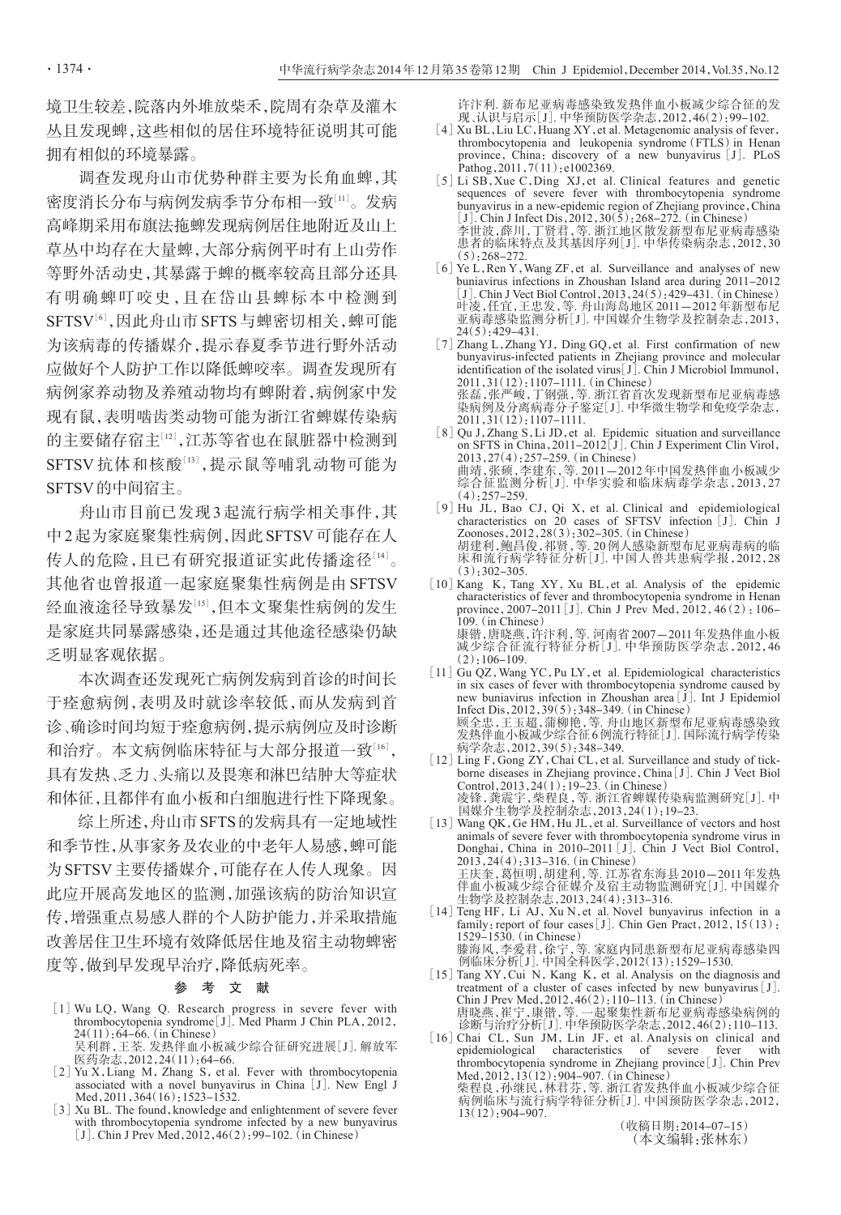境卫生较差,院落内外堆放柴禾,院周有杂草及灌木丛且发现蜱,这些相似的居住环境特征说明其可能拥有相似的环境暴露。

调查发现舟山市优势种群主要为长角血蜱,其密度消长分布与病例发病季节分布相一致[11]。发病高峰期采用布旗法拖蜱发现病例居住地附近及山上草丛中均存在大量蜱,大部分病例平时有上山劳作等野外活动史,其暴露于蜱的概率较高且部分还具有明确蜱叮咬史,且在岱山县蜱标本中检测到SFTSV[6],因此舟山市SFTS与蜱密切相关,蜱可能为该病毒的传播媒介,提示春夏季节进行野外活动应做好个人防护工作以降低蜱咬率。调查发现所有病例家养动物及养殖动物均有蜱附着,病例家中发现有鼠,表明啮齿类动物可能为浙江省蜱媒传染病的主要储存宿主[12],江苏等省也在鼠脏器中检测到SFTSV抗体和核酸[13],提示鼠等哺乳动物可能为SFTSV的中间宿主。

舟山市目前已发现3起流行病学相关事件,其中2起为家庭聚集性病例,因此SFTSV可能存在人传人的危险,且已有研究报道证实此传播途径[14]。其他省也曾报道一起家庭聚集性病例是由SFTSV经血液途径导致暴发[15],但本文聚集性病例的发生是家庭共同暴露感染,还是通过其他途径感染仍缺乏明显客观依据。

本次调查还发现死亡病例发病到首诊的时间长于痊愈病例,表明及时就诊率较低,而从发病到首诊、确诊时间均短于痊愈病例,提示病例应及时诊断和治疗。本文病例临床特征与大部分报道一致[16],具有发热、乏力、头痛以及畏寒和淋巴结肿大等症状和体征,且都伴有血小板和白细胞进行性下降现象。

综上所述,舟山市SFTS的发病具有一定地域性和季节性,从事家务及农业的中老年人易感,蜱可能为SFTSV主要传播媒介,可能存在人传人现象。因此应开展高发地区的监测,加强该病的防治知识宣传,增强重点易感人群的个人防护能力,并采取措施改善居住卫生环境有效降低居住地及宿主动物蜱密度等,做到早发现早治疗,降低病死率。

## 参 考 文 献

[1] Wu LQ, Wang Q. Research progress in severe fever with thrombocytopenia syndrome[J]. Med Pharm J Chin PLA, 2012, 24(11):64-66. (in Chinese)
吴利群,王茎. 发热伴血小板减少综合征研究进展[J]. 解放军医药杂志,2012,24(11):64-66.

[2] Yu X, Liang M, Zhang S, et al. Fever with thrombocytopenia associated with a novel bunyavirus in China [J]. New Engl J Med, 2011, 364(16):1523-1532.

[3] Xu BL. The found, knowledge and enlightenment of severe fever with thrombocytopenia syndrome infected by a new bunyavirus [J]. Chin J Prev Med, 2012, 46(2):99-102. (in Chinese)
许汴利. 新布尼亚病毒感染致发热伴血小板减少综合征的发现、认识与启示[J]. 中华预防医学杂志,2012,46(2):99-102.

[4] Xu BL, Liu LC, Huang XY, et al. Metagenomic analysis of fever, thrombocytopenia and leukopenia syndrome (FTLS) in Henan province, China: discovery of a new bunyavirus [J]. PLoS Pathog, 2011, 7(11):e1002369.

[5] Li SB, Xue C, Ding XJ, et al. Clinical features and genetic sequences of severe fever with thrombocytopenia syndrome bunyavirus in a new-epidemic region of Zhejiang province, China [J]. Chin J Infect Dis, 2012, 30(5):268-272. (in Chinese)
李世波,薛川,丁贤君,等. 浙江地区散发新型布尼亚病毒感染患者的临床特点及其基因序列[J]. 中华传染病杂志,2012,30(5):268-272.

[6] Ye L, Ren Y, Wang ZF, et al. Surveillance and analyses of new buniavirus infections in Zhoushan Island area during 2011-2012 [J]. Chin J Vect Biol Control, 2013, 24(5):429-431. (in Chinese)
叶凌,任宜,王忠发,等. 舟山海岛地区2011－2012年新型布尼亚病毒感染监测分析[J]. 中国媒介生物学及控制杂志,2013,24(5):429-431.

[7] Zhang L, Zhang YJ, Ding GQ, et al. First confirmation of new bunyavirus-infected patients in Zhejiang province and molecular identification of the isolated virus[J]. Chin J Microbiol Immunol, 2011, 31(12):1107-1111. (in Chinese)
张磊,张严峻,丁钢强,等. 浙江省首次发现新型布尼亚病毒感染病例及分离病毒分子鉴定[J]. 中华微生物学和免疫学杂志,2011,31(12):1107-1111.

[8] Qu J, Zhang S, Li JD, et al. Epidemic situation and surveillance on SFTS in China, 2011-2012[J]. Chin J Experiment Clin Virol, 2013, 27(4):257-259. (in Chinese)
曲靖,张硕,李建东,等. 2011－2012年中国发热伴血小板减少综合征监测分析[J]. 中华实验和临床病毒学杂志,2013,27(4):257-259.

[9] Hu JL, Bao CJ, Qi X, et al. Clinical and epidemiological characteristics on 20 cases of SFTSV infection [J]. Chin J Zoonoses, 2012, 28(3):302-305. (in Chinese)
胡建利,鲍昌俊,祁贤,等. 20例人感染新型布尼亚病毒病的临床和流行病学特征分析[J]. 中国人兽共患病学报,2012,28(3):302-305.

[10] Kang K, Tang XY, Xu BL, et al. Analysis of the epidemic characteristics of fever and thrombocytopenia syndrome in Henan province, 2007-2011[J]. Chin J Prev Med, 2012, 46(2):106-109. (in Chinese)
康锴,唐晓燕,许汴利,等. 河南省2007－2011年发热伴血小板减少综合征流行特征分析[J]. 中华预防医学杂志,2012,46(2):106-109.

[11] Gu QZ, Wang YC, Pu LY, et al. Epidemiological characteristics in six cases of fever with thrombocytopenia syndrome caused by new buniavirus infection in Zhoushan area[J]. Int J Epidemiol Infect Dis, 2012, 39(5):348-349. (in Chinese)
顾全忠,王玉超,蒲柳艳,等. 舟山地区新型布尼亚病毒感染致发热伴血小板减少综合征6例流行特征[J]. 国际流行病学传染病学杂志,2012,39(5):348-349.

[12] Ling F, Gong ZY, Chai CL, et al. Surveillance and study of tick-borne diseases in Zhejiang province, China[J]. Chin J Vect Biol Control, 2013, 24(1):19-23. (in Chinese)
凌锋,龚震宇,柴程良,等. 浙江省蜱媒传染病监测研究[J]. 中国媒介生物学及控制杂志,2013,24(1):19-23.

[13] Wang QK, Ge HM, Hu JL, et al. Surveillance of vectors and host animals of severe fever with thrombocytopenia syndrome virus in Donghai, China in 2010-2011 [J]. Chin J Vect Biol Control, 2013, 24(4):313-316. (in Chinese)
王庆奎,葛恒明,胡建利,等. 江苏省东海县2010－2011年发热伴血小板减少综合征媒介及宿主动物监测研究[J]. 中国媒介生物学及控制杂志,2013,24(4):313-316.

[14] Teng HF, Li AJ, Xu N, et al. Novel bunyavirus infection in a family: report of four cases[J]. Chin Gen Pract, 2012, 15(13):1529-1530. (in Chinese)
滕海风,李爱君,徐宁,等. 家庭内同患新型布尼亚病毒感染四例临床分析[J]. 中国全科医学,2012(13):1529-1530.

[15] Tang XY, Cui N, Kang K, et al. Analysis on the diagnosis and treatment of a cluster of cases infected by new bunyavirus[J]. Chin J Prev Med, 2012, 46(2):110-113. (in Chinese)
唐晓燕,崔宁,康锴,等. 一起聚集性新布尼亚病毒感染病例的诊断与治疗分析[J]. 中华预防医学杂志,2012,46(2):110-113.

[16] Chai CL, Sun JM, Lin JF, et al. Analysis on clinical and epidemiological characteristics of severe fever with thrombocytopenia syndrome in Zhejiang province[J]. Chin Prev Med, 2012, 13(12):904-907. (in Chinese)
柴程良,孙继民,林君芬,等. 浙江省发热伴血小板减少综合征病例临床与流行病学特征分析[J]. 中国预防医学杂志,2012,13(12):904-907.

(收稿日期:2014-07-15)
(本文编辑:张林东)